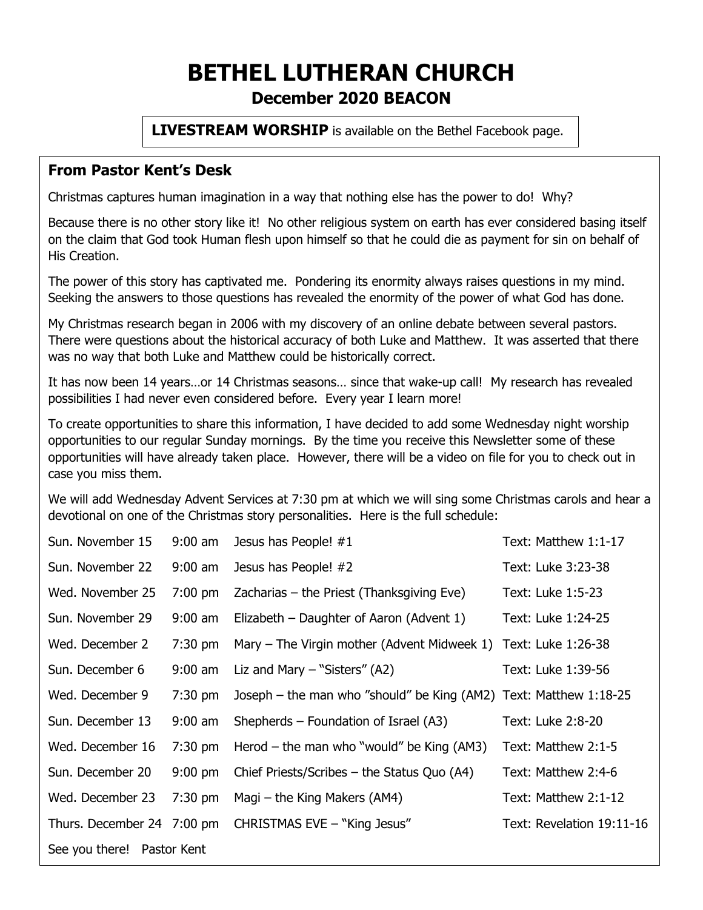# BETHEL LUTHERAN CHURCH

## December 2020 BEACON

**LIVESTREAM WORSHIP** is available on the Bethel Facebook page.

### From Pastor Kent's Desk

Christmas captures human imagination in a way that nothing else has the power to do! Why?

Because there is no other story like it! No other religious system on earth has ever considered basing itself on the claim that God took Human flesh upon himself so that he could die as payment for sin on behalf of His Creation.

The power of this story has captivated me. Pondering its enormity always raises questions in my mind. Seeking the answers to those questions has revealed the enormity of the power of what God has done.

My Christmas research began in 2006 with my discovery of an online debate between several pastors. There were questions about the historical accuracy of both Luke and Matthew. It was asserted that there was no way that both Luke and Matthew could be historically correct.

It has now been 14 years…or 14 Christmas seasons… since that wake-up call! My research has revealed possibilities I had never even considered before. Every year I learn more!

To create opportunities to share this information, I have decided to add some Wednesday night worship opportunities to our regular Sunday mornings. By the time you receive this Newsletter some of these opportunities will have already taken place. However, there will be a video on file for you to check out in case you miss them.

We will add Wednesday Advent Services at 7:30 pm at which we will sing some Christmas carols and hear a devotional on one of the Christmas story personalities. Here is the full schedule:

| Date | Time | Topic | Text |
|---|---|---|---|
| Sun. November 15 | 9:00 am | Jesus has People! #1 | Text: Matthew 1:1-17 |
| Sun. November 22 | 9:00 am | Jesus has People! #2 | Text: Luke 3:23-38 |
| Wed. November 25 | 7:00 pm | Zacharias – the Priest (Thanksgiving Eve) | Text: Luke 1:5-23 |
| Sun. November 29 | 9:00 am | Elizabeth – Daughter of Aaron (Advent 1) | Text: Luke 1:24-25 |
| Wed. December 2 | 7:30 pm | Mary – The Virgin mother (Advent Midweek 1) | Text: Luke 1:26-38 |
| Sun. December 6 | 9:00 am | Liz and Mary – "Sisters" (A2) | Text: Luke 1:39-56 |
| Wed. December 9 | 7:30 pm | Joseph – the man who "should" be King (AM2) | Text: Matthew 1:18-25 |
| Sun. December 13 | 9:00 am | Shepherds – Foundation of Israel (A3) | Text: Luke 2:8-20 |
| Wed. December 16 | 7:30 pm | Herod – the man who "would" be King (AM3) | Text: Matthew 2:1-5 |
| Sun. December 20 | 9:00 pm | Chief Priests/Scribes – the Status Quo (A4) | Text: Matthew 2:4-6 |
| Wed. December 23 | 7:30 pm | Magi – the King Makers (AM4) | Text: Matthew 2:1-12 |
| Thurs. December 24 | 7:00 pm | CHRISTMAS EVE – "King Jesus" | Text: Revelation 19:11-16 |

See you there! Pastor Kent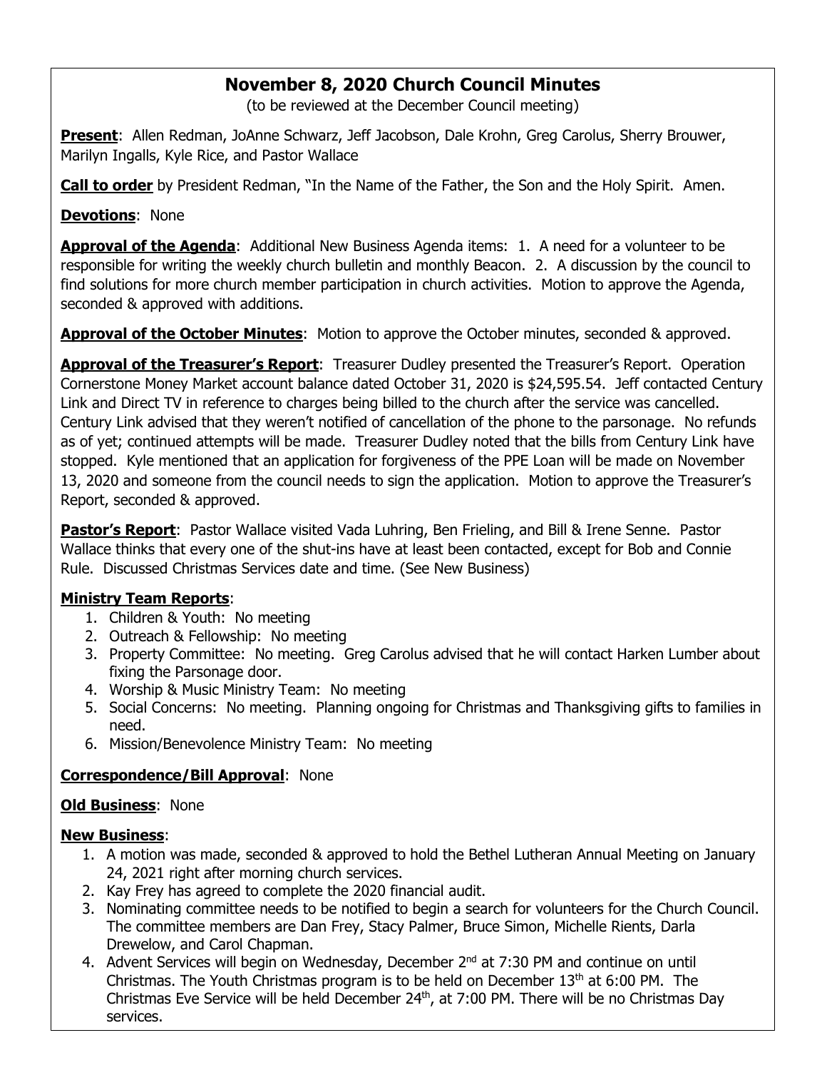# November 8, 2020 Church Council Minutes

(to be reviewed at the December Council meeting)

**Present**: Allen Redman, JoAnne Schwarz, Jeff Jacobson, Dale Krohn, Greg Carolus, Sherry Brouwer, Marilyn Ingalls, Kyle Rice, and Pastor Wallace

**Call to order** by President Redman, "In the Name of the Father, the Son and the Holy Spirit. Amen.

**Devotions**: None

**Approval of the Agenda**: Additional New Business Agenda items: 1. A need for a volunteer to be responsible for writing the weekly church bulletin and monthly Beacon. 2. A discussion by the council to find solutions for more church member participation in church activities. Motion to approve the Agenda, seconded & approved with additions.

**Approval of the October Minutes**: Motion to approve the October minutes, seconded & approved.

**Approval of the Treasurer's Report**: Treasurer Dudley presented the Treasurer's Report. Operation Cornerstone Money Market account balance dated October 31, 2020 is $24,595.54. Jeff contacted Century Link and Direct TV in reference to charges being billed to the church after the service was cancelled. Century Link advised that they weren't notified of cancellation of the phone to the parsonage. No refunds as of yet; continued attempts will be made. Treasurer Dudley noted that the bills from Century Link have stopped. Kyle mentioned that an application for forgiveness of the PPE Loan will be made on November 13, 2020 and someone from the council needs to sign the application. Motion to approve the Treasurer's Report, seconded & approved.

**Pastor's Report**: Pastor Wallace visited Vada Luhring, Ben Frieling, and Bill & Irene Senne. Pastor Wallace thinks that every one of the shut-ins have at least been contacted, except for Bob and Connie Rule. Discussed Christmas Services date and time. (See New Business)

**Ministry Team Reports**:

1. Children & Youth: No meeting
2. Outreach & Fellowship: No meeting
3. Property Committee: No meeting. Greg Carolus advised that he will contact Harken Lumber about fixing the Parsonage door.
4. Worship & Music Ministry Team: No meeting
5. Social Concerns: No meeting. Planning ongoing for Christmas and Thanksgiving gifts to families in need.
6. Mission/Benevolence Ministry Team: No meeting

**Correspondence/Bill Approval**: None

**Old Business**: None

**New Business**:

1. A motion was made, seconded & approved to hold the Bethel Lutheran Annual Meeting on January 24, 2021 right after morning church services.
2. Kay Frey has agreed to complete the 2020 financial audit.
3. Nominating committee needs to be notified to begin a search for volunteers for the Church Council. The committee members are Dan Frey, Stacy Palmer, Bruce Simon, Michelle Rients, Darla Drewelow, and Carol Chapman.
4. Advent Services will begin on Wednesday, December 2nd at 7:30 PM and continue on until Christmas. The Youth Christmas program is to be held on December 13th at 6:00 PM. The Christmas Eve Service will be held December 24th, at 7:00 PM. There will be no Christmas Day services.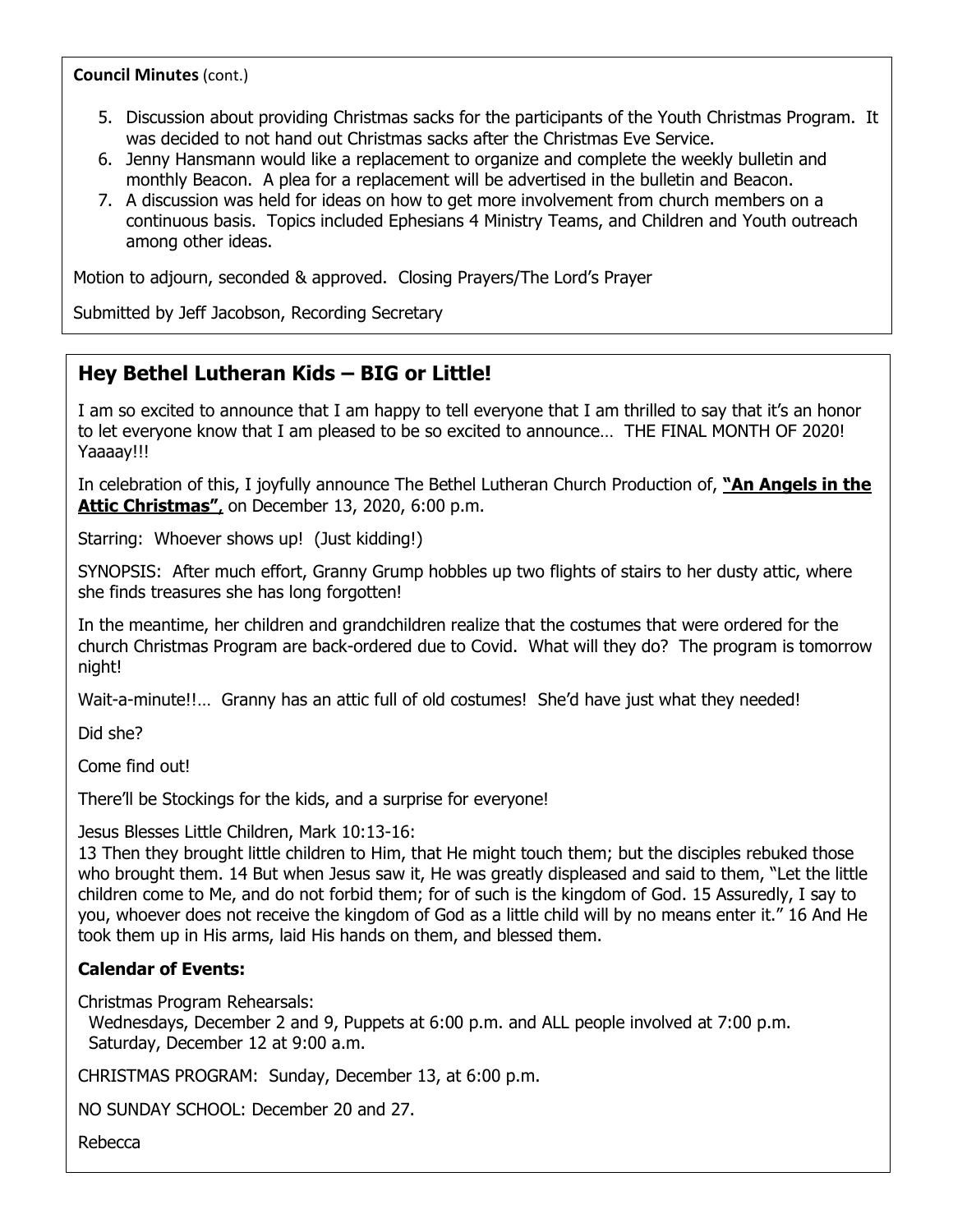**Council Minutes** (cont.)

5. Discussion about providing Christmas sacks for the participants of the Youth Christmas Program. It was decided to not hand out Christmas sacks after the Christmas Eve Service.
6. Jenny Hansmann would like a replacement to organize and complete the weekly bulletin and monthly Beacon. A plea for a replacement will be advertised in the bulletin and Beacon.
7. A discussion was held for ideas on how to get more involvement from church members on a continuous basis. Topics included Ephesians 4 Ministry Teams, and Children and Youth outreach among other ideas.

Motion to adjourn, seconded & approved. Closing Prayers/The Lord's Prayer

Submitted by Jeff Jacobson, Recording Secretary

## Hey Bethel Lutheran Kids – BIG or Little!

I am so excited to announce that I am happy to tell everyone that I am thrilled to say that it's an honor to let everyone know that I am pleased to be so excited to announce… THE FINAL MONTH OF 2020! Yaaaay!!!

In celebration of this, I joyfully announce The Bethel Lutheran Church Production of, **"An Angels in the Attic Christmas"**, on December 13, 2020, 6:00 p.m.

Starring: Whoever shows up! (Just kidding!)

SYNOPSIS: After much effort, Granny Grump hobbles up two flights of stairs to her dusty attic, where she finds treasures she has long forgotten!

In the meantime, her children and grandchildren realize that the costumes that were ordered for the church Christmas Program are back-ordered due to Covid. What will they do? The program is tomorrow night!

Wait-a-minute!!… Granny has an attic full of old costumes! She'd have just what they needed!

Did she?

Come find out!

There'll be Stockings for the kids, and a surprise for everyone!

Jesus Blesses Little Children, Mark 10:13-16:
13 Then they brought little children to Him, that He might touch them; but the disciples rebuked those who brought them. 14 But when Jesus saw it, He was greatly displeased and said to them, "Let the little children come to Me, and do not forbid them; for of such is the kingdom of God. 15 Assuredly, I say to you, whoever does not receive the kingdom of God as a little child will by no means enter it." 16 And He took them up in His arms, laid His hands on them, and blessed them.

### Calendar of Events:

Christmas Program Rehearsals:
Wednesdays, December 2 and 9, Puppets at 6:00 p.m. and ALL people involved at 7:00 p.m.
Saturday, December 12 at 9:00 a.m.

CHRISTMAS PROGRAM: Sunday, December 13, at 6:00 p.m.

NO SUNDAY SCHOOL: December 20 and 27.

Rebecca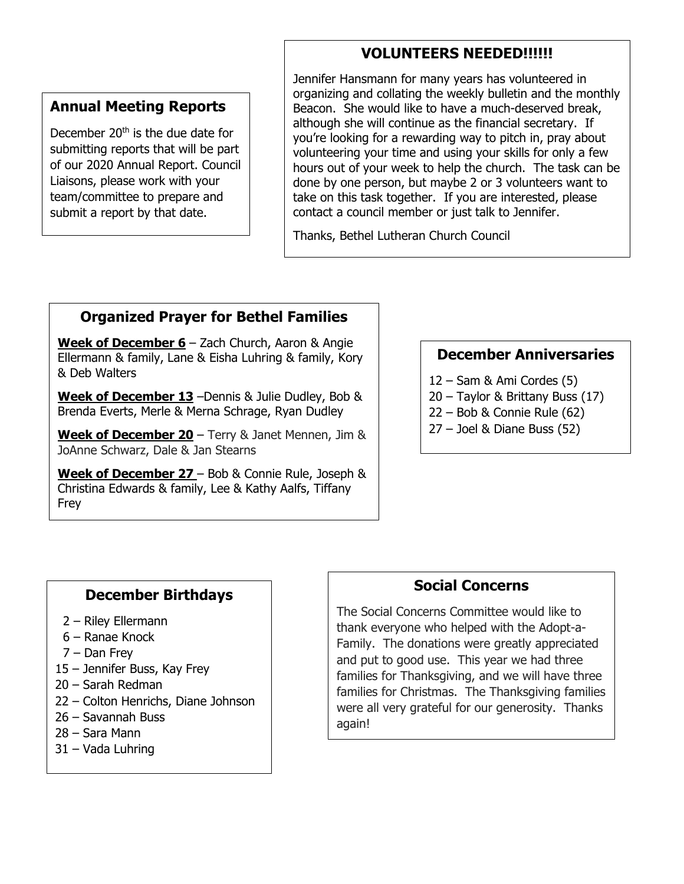## Annual Meeting Reports

December 20th is the due date for submitting reports that will be part of our 2020 Annual Report. Council Liaisons, please work with your team/committee to prepare and submit a report by that date.

## VOLUNTEERS NEEDED!!!!!!

Jennifer Hansmann for many years has volunteered in organizing and collating the weekly bulletin and the monthly Beacon. She would like to have a much-deserved break, although she will continue as the financial secretary. If you're looking for a rewarding way to pitch in, pray about volunteering your time and using your skills for only a few hours out of your week to help the church. The task can be done by one person, but maybe 2 or 3 volunteers want to take on this task together. If you are interested, please contact a council member or just talk to Jennifer.

Thanks, Bethel Lutheran Church Council

## Organized Prayer for Bethel Families

**Week of December 6** – Zach Church, Aaron & Angie Ellermann & family, Lane & Eisha Luhring & family, Kory & Deb Walters

**Week of December 13** –Dennis & Julie Dudley, Bob & Brenda Everts, Merle & Merna Schrage, Ryan Dudley

**Week of December 20** – Terry & Janet Mennen, Jim & JoAnne Schwarz, Dale & Jan Stearns

**Week of December 27** – Bob & Connie Rule, Joseph & Christina Edwards & family, Lee & Kathy Aalfs, Tiffany Frey

## December Anniversaries

12 – Sam & Ami Cordes (5)
20 – Taylor & Brittany Buss (17)
22 – Bob & Connie Rule (62)
27 – Joel & Diane Buss (52)

## December Birthdays

2 – Riley Ellermann
6 – Ranae Knock
7 – Dan Frey
15 – Jennifer Buss, Kay Frey
20 – Sarah Redman
22 – Colton Henrichs, Diane Johnson
26 – Savannah Buss
28 – Sara Mann
31 – Vada Luhring

## Social Concerns

The Social Concerns Committee would like to thank everyone who helped with the Adopt-a-Family. The donations were greatly appreciated and put to good use. This year we had three families for Thanksgiving, and we will have three families for Christmas. The Thanksgiving families were all very grateful for our generosity. Thanks again!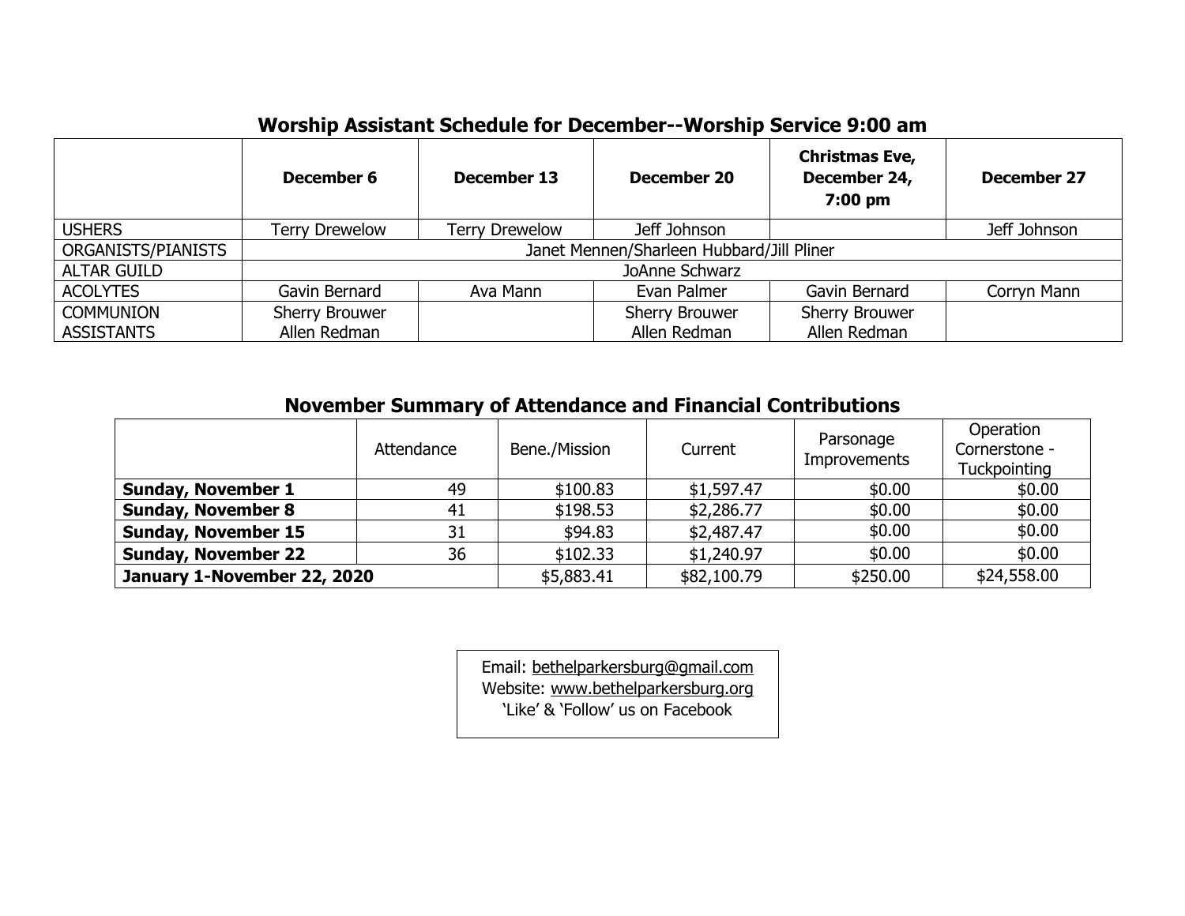## Worship Assistant Schedule for December--Worship Service 9:00 am

| | December 6 | December 13 | December 20 | Christmas Eve, December 24, 7:00 pm | December 27 |
|---|---|---|---|---|---|
| USHERS | Terry Drewelow | Terry Drewelow | Jeff Johnson | | Jeff Johnson |
| ORGANISTS/PIANISTS | Janet Mennen/Sharleen Hubbard/Jill Pliner | | | | |
| ALTAR GUILD | JoAnne Schwarz | | | | |
| ACOLYTES | Gavin Bernard | Ava Mann | Evan Palmer | Gavin Bernard | Corryn Mann |
| COMMUNION ASSISTANTS | Sherry Brouwer<br>Allen Redman | | Sherry Brouwer<br>Allen Redman | Sherry Brouwer<br>Allen Redman | |

## November Summary of Attendance and Financial Contributions

| | Attendance | Bene./Mission | Current | Parsonage Improvements | Operation Cornerstone - Tuckpointing |
|---|---|---|---|---|---|
| **Sunday, November 1** | 49 | $100.83 | $1,597.47 | $0.00 | $0.00 |
| **Sunday, November 8** | 41 | $198.53 | $2,286.77 | $0.00 | $0.00 |
| **Sunday, November 15** | 31 | $94.83 | $2,487.47 | $0.00 | $0.00 |
| **Sunday, November 22** | 36 | $102.33 | $1,240.97 | $0.00 | $0.00 |
| **January 1-November 22, 2020** | | $5,883.41 | $82,100.79 | $250.00 | $24,558.00 |

Email: bethelparkersburg@gmail.com
Website: www.bethelparkersburg.org
'Like' & 'Follow' us on Facebook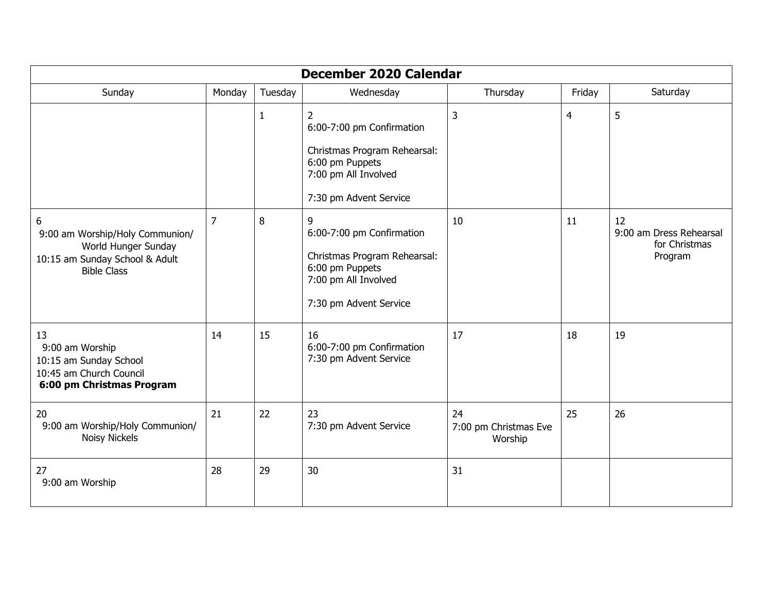| December 2020 Calendar | | | | | | |
|---|---|---|---|---|---|---|
| Sunday | Monday | Tuesday | Wednesday | Thursday | Friday | Saturday |
| | | 1 | 2<br>6:00-7:00 pm Confirmation<br><br>Christmas Program Rehearsal:<br>6:00 pm Puppets<br>7:00 pm All Involved<br><br>7:30 pm Advent Service | 3 | 4 | 5 |
| 6<br>9:00 am Worship/Holy Communion/ World Hunger Sunday<br>10:15 am Sunday School & Adult Bible Class | 7 | 8 | 9<br>6:00-7:00 pm Confirmation<br><br>Christmas Program Rehearsal:<br>6:00 pm Puppets<br>7:00 pm All Involved<br><br>7:30 pm Advent Service | 10 | 11 | 12<br>9:00 am Dress Rehearsal for Christmas Program |
| 13<br>9:00 am Worship<br>10:15 am Sunday School<br>10:45 am Church Council<br>**6:00 pm Christmas Program** | 14 | 15 | 16<br>6:00-7:00 pm Confirmation<br>7:30 pm Advent Service | 17 | 18 | 19 |
| 20<br>9:00 am Worship/Holy Communion/ Noisy Nickels | 21 | 22 | 23<br>7:30 pm Advent Service | 24<br>7:00 pm Christmas Eve Worship | 25 | 26 |
| 27<br>9:00 am Worship | 28 | 29 | 30 | 31 | | |